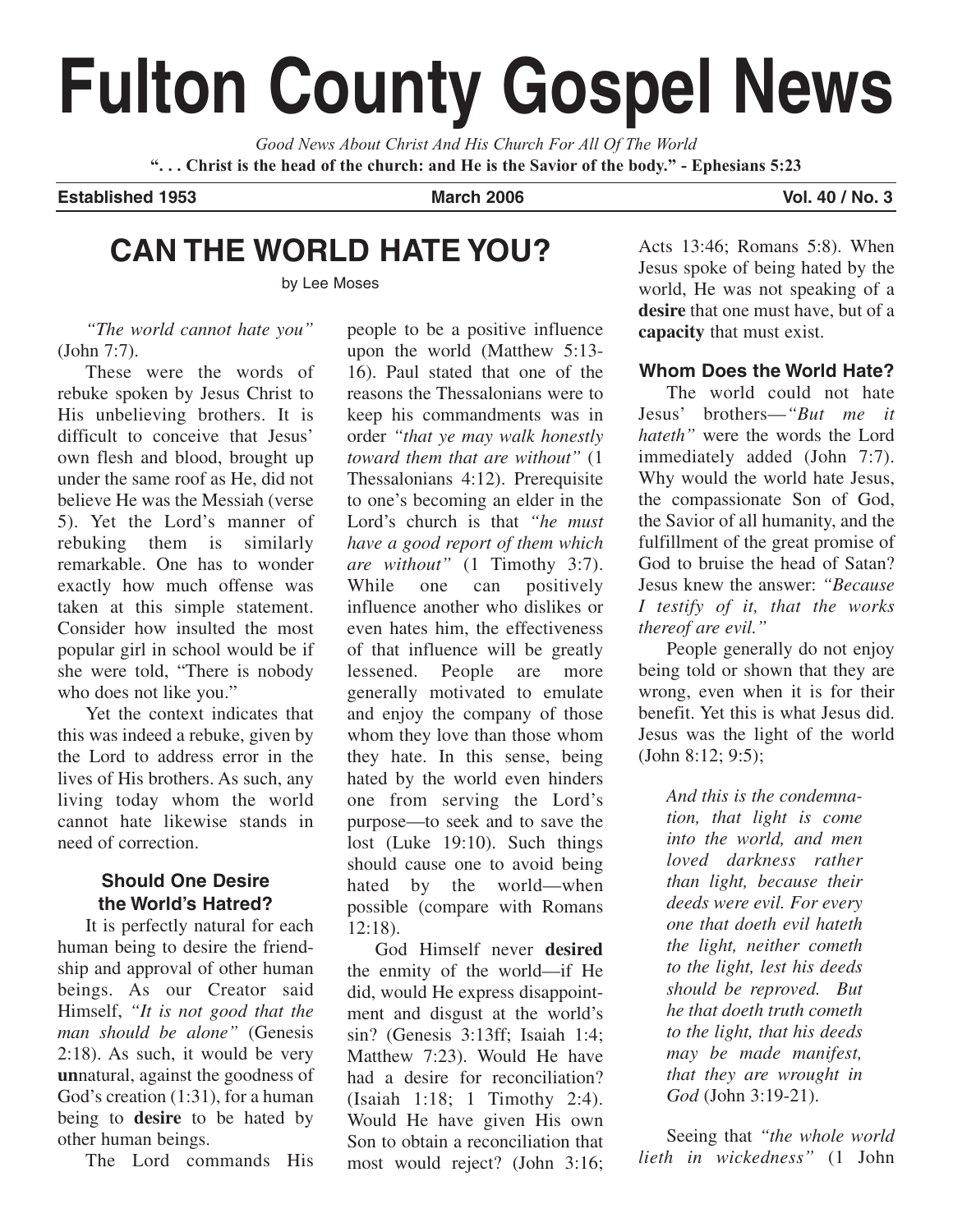# Fulton County Gospel News

*Good News About Christ And His Church For All Of The World*

**". . . Christ is the head of the church: and He is the Savior of the body." - Ephesians 5:23**

**Established 1953** | **March 2006** | **Vol. 40 / No. 3**

## CAN THE WORLD HATE YOU?

by Lee Moses

*"The world cannot hate you"* (John 7:7).

These were the words of rebuke spoken by Jesus Christ to His unbelieving brothers. It is difficult to conceive that Jesus' own flesh and blood, brought up under the same roof as He, did not believe He was the Messiah (verse 5). Yet the Lord's manner of rebuking them is similarly remarkable. One has to wonder exactly how much offense was taken at this simple statement. Consider how insulted the most popular girl in school would be if she were told, "There is nobody who does not like you."

Yet the context indicates that this was indeed a rebuke, given by the Lord to address error in the lives of His brothers. As such, any living today whom the world cannot hate likewise stands in need of correction.

### Should One Desire the World's Hatred?

It is perfectly natural for each human being to desire the friendship and approval of other human beings. As our Creator said Himself, *"It is not good that the man should be alone"* (Genesis 2:18). As such, it would be very **un**natural, against the goodness of God's creation (1:31), for a human being to **desire** to be hated by other human beings.

The Lord commands His people to be a positive influence upon the world (Matthew 5:13-16). Paul stated that one of the reasons the Thessalonians were to keep his commandments was in order *"that ye may walk honestly toward them that are without"* (1 Thessalonians 4:12). Prerequisite to one's becoming an elder in the Lord's church is that *"he must have a good report of them which are without"* (1 Timothy 3:7). While one can positively influence another who dislikes or even hates him, the effectiveness of that influence will be greatly lessened. People are more generally motivated to emulate and enjoy the company of those whom they love than those whom they hate. In this sense, being hated by the world even hinders one from serving the Lord's purpose—to seek and to save the lost (Luke 19:10). Such things should cause one to avoid being hated by the world—when possible (compare with Romans 12:18).

God Himself never **desired** the enmity of the world—if He did, would He express disappointment and disgust at the world's sin? (Genesis 3:13ff; Isaiah 1:4; Matthew 7:23). Would He have had a desire for reconciliation? (Isaiah 1:18; 1 Timothy 2:4). Would He have given His own Son to obtain a reconciliation that most would reject? (John 3:16; Acts 13:46; Romans 5:8). When Jesus spoke of being hated by the world, He was not speaking of a **desire** that one must have, but of a **capacity** that must exist.

### Whom Does the World Hate?

The world could not hate Jesus' brothers—*"But me it hateth"* were the words the Lord immediately added (John 7:7). Why would the world hate Jesus, the compassionate Son of God, the Savior of all humanity, and the fulfillment of the great promise of God to bruise the head of Satan? Jesus knew the answer: *"Because I testify of it, that the works thereof are evil."*

People generally do not enjoy being told or shown that they are wrong, even when it is for their benefit. Yet this is what Jesus did. Jesus was the light of the world (John 8:12; 9:5);

> *And this is the condemnation, that light is come into the world, and men loved darkness rather than light, because their deeds were evil. For every one that doeth evil hateth the light, neither cometh to the light, lest his deeds should be reproved. But he that doeth truth cometh to the light, that his deeds may be made manifest, that they are wrought in God* (John 3:19-21).

Seeing that *"the whole world lieth in wickedness"* (1 John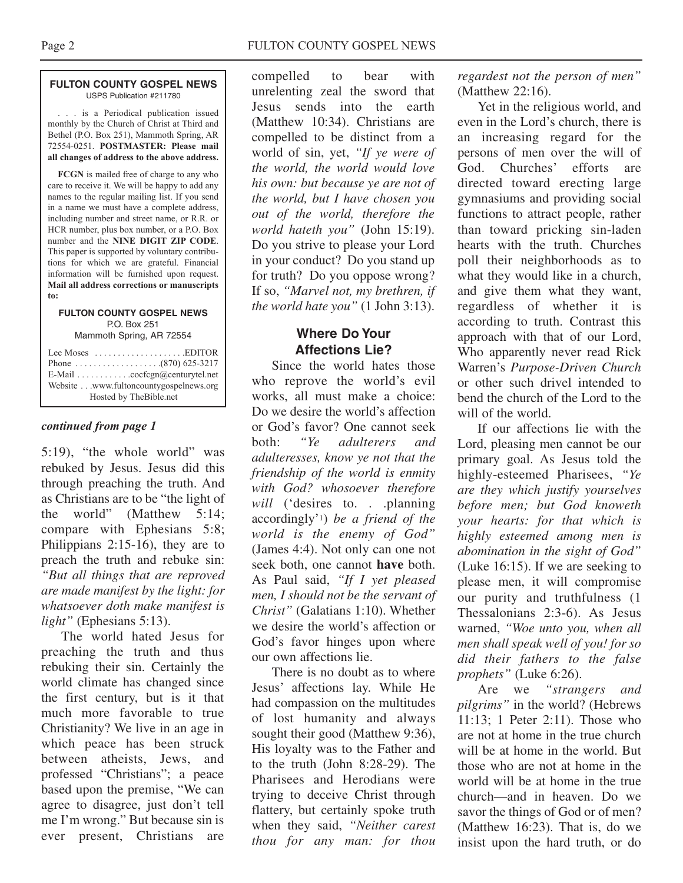**FULTON COUNTY GOSPEL NEWS**
USPS Publication #211780

. . . is a Periodical publication issued monthly by the Church of Christ at Third and Bethel (P.O. Box 251), Mammoth Spring, AR 72554-0251. **POSTMASTER: Please mail all changes of address to the above address.**

**FCGN** is mailed free of charge to any who care to receive it. We will be happy to add any names to the regular mailing list. If you send in a name we must have a complete address, including number and street name, or R.R. or HCR number, plus box number, or a P.O. Box number and the **NINE DIGIT ZIP CODE**. This paper is supported by voluntary contributions for which we are grateful. Financial information will be furnished upon request. **Mail all address corrections or manuscripts to:**

**FULTON COUNTY GOSPEL NEWS**
P.O. Box 251
Mammoth Spring, AR 72554

Lee Moses . . . . . . . . . . . . . . . . . . . .EDITOR
Phone . . . . . . . . . . . . . . . . . . .(870) 625-3217
E-Mail . . . . . . . . . . . .cocfcgn@centurytel.net
Website . . .www.fultoncountygospelnews.org
Hosted by TheBible.net

***continued from page 1***

5:19), "the whole world" was rebuked by Jesus. Jesus did this through preaching the truth. And as Christians are to be "the light of the world" (Matthew 5:14; compare with Ephesians 5:8; Philippians 2:15-16), they are to preach the truth and rebuke sin: *"But all things that are reproved are made manifest by the light: for whatsoever doth make manifest is light"* (Ephesians 5:13).

The world hated Jesus for preaching the truth and thus rebuking their sin. Certainly the world climate has changed since the first century, but is it that much more favorable to true Christianity? We live in an age in which peace has been struck between atheists, Jews, and professed "Christians"; a peace based upon the premise, "We can agree to disagree, just don't tell me I'm wrong." But because sin is ever present, Christians are compelled to bear with unrelenting zeal the sword that Jesus sends into the earth (Matthew 10:34). Christians are compelled to be distinct from a world of sin, yet, *"If ye were of the world, the world would love his own: but because ye are not of the world, but I have chosen you out of the world, therefore the world hateth you"* (John 15:19). Do you strive to please your Lord in your conduct? Do you stand up for truth? Do you oppose wrong? If so, *"Marvel not, my brethren, if the world hate you"* (1 John 3:13).

### Where Do Your Affections Lie?

Since the world hates those who reprove the world's evil works, all must make a choice: Do we desire the world's affection or God's favor? One cannot seek both: *"Ye adulterers and adulteresses, know ye not that the friendship of the world is enmity with God? whosoever therefore will* ('desires to. . .planning accordingly'[1]) *be a friend of the world is the enemy of God"* (James 4:4). Not only can one not seek both, one cannot **have** both. As Paul said, *"If I yet pleased men, I should not be the servant of Christ"* (Galatians 1:10). Whether we desire the world's affection or God's favor hinges upon where our own affections lie.

There is no doubt as to where Jesus' affections lay. While He had compassion on the multitudes of lost humanity and always sought their good (Matthew 9:36), His loyalty was to the Father and to the truth (John 8:28-29). The Pharisees and Herodians were trying to deceive Christ through flattery, but certainly spoke truth when they said, *"Neither carest thou for any man: for thou regardest not the person of men"* (Matthew 22:16).

Yet in the religious world, and even in the Lord's church, there is an increasing regard for the persons of men over the will of God. Churches' efforts are directed toward erecting large gymnasiums and providing social functions to attract people, rather than toward pricking sin-laden hearts with the truth. Churches poll their neighborhoods as to what they would like in a church, and give them what they want, regardless of whether it is according to truth. Contrast this approach with that of our Lord, Who apparently never read Rick Warren's *Purpose-Driven Church* or other such drivel intended to bend the church of the Lord to the will of the world.

If our affections lie with the Lord, pleasing men cannot be our primary goal. As Jesus told the highly-esteemed Pharisees, *"Ye are they which justify yourselves before men; but God knoweth your hearts: for that which is highly esteemed among men is abomination in the sight of God"* (Luke 16:15). If we are seeking to please men, it will compromise our purity and truthfulness (1 Thessalonians 2:3-6). As Jesus warned, *"Woe unto you, when all men shall speak well of you! for so did their fathers to the false prophets"* (Luke 6:26).

Are we *"strangers and pilgrims"* in the world? (Hebrews 11:13; 1 Peter 2:11). Those who are not at home in the true church will be at home in the world. But those who are not at home in the world will be at home in the true church—and in heaven. Do we savor the things of God or of men? (Matthew 16:23). That is, do we insist upon the hard truth, or do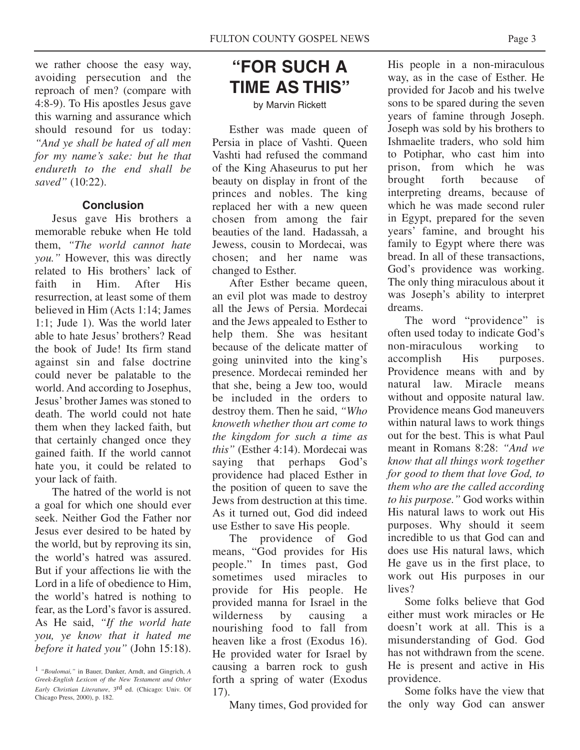we rather choose the easy way, avoiding persecution and the reproach of men? (compare with 4:8-9). To His apostles Jesus gave this warning and assurance which should resound for us today: *"And ye shall be hated of all men for my name's sake: but he that endureth to the end shall be saved"* (10:22).

### Conclusion

Jesus gave His brothers a memorable rebuke when He told them, *"The world cannot hate you."* However, this was directly related to His brothers' lack of faith in Him. After His resurrection, at least some of them believed in Him (Acts 1:14; James 1:1; Jude 1). Was the world later able to hate Jesus' brothers? Read the book of Jude! Its firm stand against sin and false doctrine could never be palatable to the world. And according to Josephus, Jesus' brother James was stoned to death. The world could not hate them when they lacked faith, but that certainly changed once they gained faith. If the world cannot hate you, it could be related to your lack of faith.

The hatred of the world is not a goal for which one should ever seek. Neither God the Father nor Jesus ever desired to be hated by the world, but by reproving its sin, the world's hatred was assured. But if your affections lie with the Lord in a life of obedience to Him, the world's hatred is nothing to fear, as the Lord's favor is assured. As He said, *"If the world hate you, ye know that it hated me before it hated you"* (John 15:18).

[1] *"Boulomai,"* in Bauer, Danker, Arndt, and Gingrich, *A Greek-English Lexicon of the New Testament and Other Early Christian Literature*, 3rd ed. (Chicago: Univ. Of Chicago Press, 2000), p. 182.

# "FOR SUCH A TIME AS THIS"

by Marvin Rickett

Esther was made queen of Persia in place of Vashti. Queen Vashti had refused the command of the King Ahaseurus to put her beauty on display in front of the princes and nobles. The king replaced her with a new queen chosen from among the fair beauties of the land. Hadassah, a Jewess, cousin to Mordecai, was chosen; and her name was changed to Esther.

After Esther became queen, an evil plot was made to destroy all the Jews of Persia. Mordecai and the Jews appealed to Esther to help them. She was hesitant because of the delicate matter of going uninvited into the king's presence. Mordecai reminded her that she, being a Jew too, would be included in the orders to destroy them. Then he said, *"Who knoweth whether thou art come to the kingdom for such a time as this"* (Esther 4:14). Mordecai was saying that perhaps God's providence had placed Esther in the position of queen to save the Jews from destruction at this time. As it turned out, God did indeed use Esther to save His people.

The providence of God means, "God provides for His people." In times past, God sometimes used miracles to provide for His people. He provided manna for Israel in the wilderness by causing a nourishing food to fall from heaven like a frost (Exodus 16). He provided water for Israel by causing a barren rock to gush forth a spring of water (Exodus 17).

Many times, God provided for His people in a non-miraculous way, as in the case of Esther. He provided for Jacob and his twelve sons to be spared during the seven years of famine through Joseph. Joseph was sold by his brothers to Ishmaelite traders, who sold him to Potiphar, who cast him into prison, from which he was brought forth because of interpreting dreams, because of which he was made second ruler in Egypt, prepared for the seven years' famine, and brought his family to Egypt where there was bread. In all of these transactions, God's providence was working. The only thing miraculous about it was Joseph's ability to interpret dreams.

The word "providence" is often used today to indicate God's non-miraculous working to accomplish His purposes. Providence means with and by natural law. Miracle means without and opposite natural law. Providence means God maneuvers within natural laws to work things out for the best. This is what Paul meant in Romans 8:28: *"And we know that all things work together for good to them that love God, to them who are the called according to his purpose."* God works within His natural laws to work out His purposes. Why should it seem incredible to us that God can and does use His natural laws, which He gave us in the first place, to work out His purposes in our lives?

Some folks believe that God either must work miracles or He doesn't work at all. This is a misunderstanding of God. God has not withdrawn from the scene. He is present and active in His providence.

Some folks have the view that the only way God can answer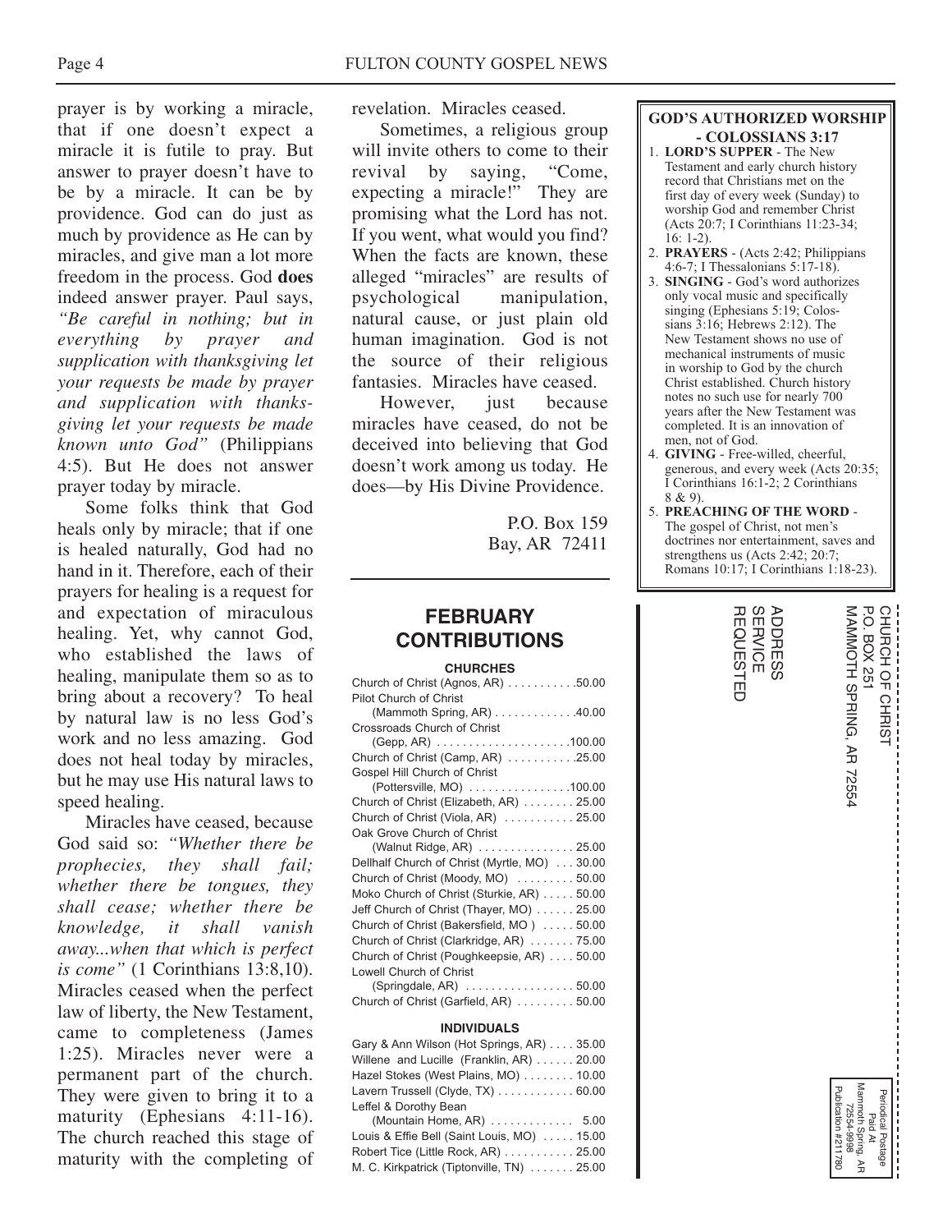prayer is by working a miracle, that if one doesn't expect a miracle it is futile to pray. But answer to prayer doesn't have to be by a miracle. It can be by providence. God can do just as much by providence as He can by miracles, and give man a lot more freedom in the process. God **does** indeed answer prayer. Paul says, *"Be careful in nothing; but in everything by prayer and supplication with thanksgiving let your requests be made by prayer and supplication with thanksgiving let your requests be made known unto God"* (Philippians 4:5). But He does not answer prayer today by miracle.

Some folks think that God heals only by miracle; that if one is healed naturally, God had no hand in it. Therefore, each of their prayers for healing is a request for and expectation of miraculous healing. Yet, why cannot God, who established the laws of healing, manipulate them so as to bring about a recovery? To heal by natural law is no less God's work and no less amazing. God does not heal today by miracles, but he may use His natural laws to speed healing.

Miracles have ceased, because God said so: *"Whether there be prophecies, they shall fail; whether there be tongues, they shall cease; whether there be knowledge, it shall vanish away...when that which is perfect is come"* (1 Corinthians 13:8,10). Miracles ceased when the perfect law of liberty, the New Testament, came to completeness (James 1:25). Miracles never were a permanent part of the church. They were given to bring it to a maturity (Ephesians 4:11-16). The church reached this stage of maturity with the completing of revelation. Miracles ceased.

Sometimes, a religious group will invite others to come to their revival by saying, "Come, expecting a miracle!" They are promising what the Lord has not. If you went, what would you find? When the facts are known, these alleged "miracles" are results of psychological manipulation, natural cause, or just plain old human imagination. God is not the source of their religious fantasies. Miracles have ceased.

However, just because miracles have ceased, do not be deceived into believing that God doesn't work among us today. He does—by His Divine Providence.

P.O. Box 159
Bay, AR 72411

## FEBRUARY CONTRIBUTIONS

### CHURCHES

| | |
|---|---|
| Church of Christ (Agnos, AR) | 50.00 |
| Pilot Church of Christ (Mammoth Spring, AR) | 40.00 |
| Crossroads Church of Christ (Gepp, AR) | 100.00 |
| Church of Christ (Camp, AR) | 25.00 |
| Gospel Hill Church of Christ (Pottersville, MO) | 100.00 |
| Church of Christ (Elizabeth, AR) | 25.00 |
| Church of Christ (Viola, AR) | 25.00 |
| Oak Grove Church of Christ (Walnut Ridge, AR) | 25.00 |
| Dellhalf Church of Christ (Myrtle, MO) | 30.00 |
| Church of Christ (Moody, MO) | 50.00 |
| Moko Church of Christ (Sturkie, AR) | 50.00 |
| Jeff Church of Christ (Thayer, MO) | 25.00 |
| Church of Christ (Bakersfield, MO ) | 50.00 |
| Church of Christ (Clarkridge, AR) | 75.00 |
| Church of Christ (Poughkeepsie, AR) | 50.00 |
| Lowell Church of Christ (Springdale, AR) | 50.00 |
| Church of Christ (Garfield, AR) | 50.00 |

### INDIVIDUALS

| | |
|---|---|
| Gary & Ann Wilson (Hot Springs, AR) | 35.00 |
| Willene and Lucille (Franklin, AR) | 20.00 |
| Hazel Stokes (West Plains, MO) | 10.00 |
| Lavern Trussell (Clyde, TX) | 60.00 |
| Leffel & Dorothy Bean (Mountain Home, AR) | 5.00 |
| Louis & Effie Bell (Saint Louis, MO) | 15.00 |
| Robert Tice (Little Rock, AR) | 25.00 |
| M. C. Kirkpatrick (Tiptonville, TN) | 25.00 |

**GOD'S AUTHORIZED WORSHIP - COLOSSIANS 3:17**

1. **LORD'S SUPPER** - The New Testament and early church history record that Christians met on the first day of every week (Sunday) to worship God and remember Christ (Acts 20:7; I Corinthians 11:23-34; 16: 1-2).
2. **PRAYERS** - (Acts 2:42; Philippians 4:6-7; I Thessalonians 5:17-18).
3. **SINGING** - God's word authorizes only vocal music and specifically singing (Ephesians 5:19; Colossians 3:16; Hebrews 2:12). The New Testament shows no use of mechanical instruments of music in worship to God by the church Christ established. Church history notes no such use for nearly 700 years after the New Testament was completed. It is an innovation of men, not of God.
4. **GIVING** - Free-willed, cheerful, generous, and every week (Acts 20:35; I Corinthians 16:1-2; 2 Corinthians 8 & 9).
5. **PREACHING OF THE WORD** - The gospel of Christ, not men's doctrines nor entertainment, saves and strengthens us (Acts 2:42; 20:7; Romans 10:17; I Corinthians 1:18-23).

CHURCH OF CHRIST
P.O. BOX 251
MAMMOTH SPRING, AR 72554

ADDRESS
SERVICE
REQUESTED

Periodical Postage
Paid At
Mammoth Spring, AR
72554-9998
Publication #211780